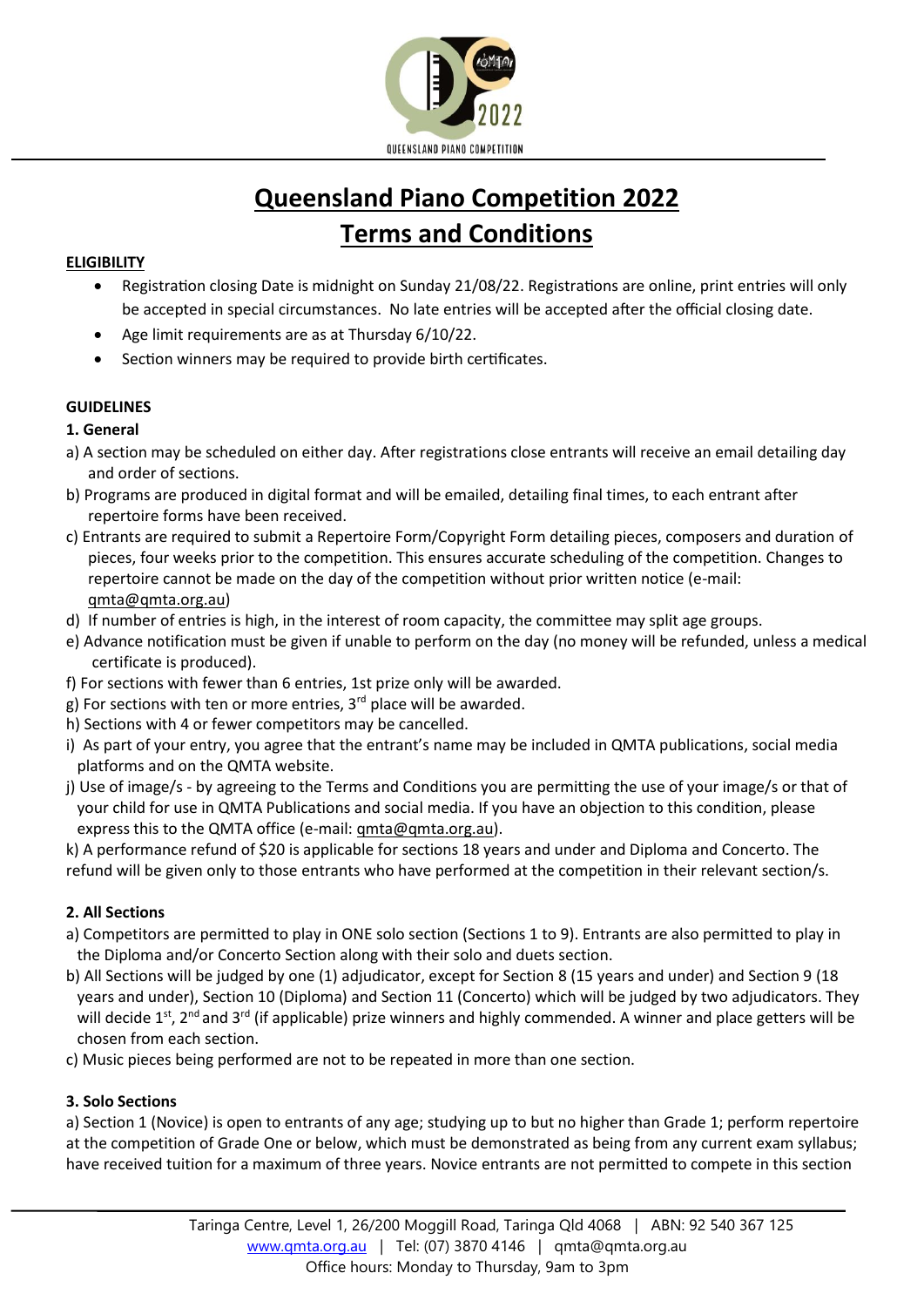# Queensland Piano Competition 2022
# Terms and Conditions

**ELIGIBILITY**

- Registration closing Date is midnight on Sunday 21/08/22. Registrations are online, print entries will only be accepted in special circumstances. No late entries will be accepted after the official closing date.
- Age limit requirements are as at Thursday 6/10/22.
- Section winners may be required to provide birth certificates.

**GUIDELINES**

**1. General**

a) A section may be scheduled on either day. After registrations close entrants will receive an email detailing day and order of sections.
b) Programs are produced in digital format and will be emailed, detailing final times, to each entrant after repertoire forms have been received.
c) Entrants are required to submit a Repertoire Form/Copyright Form detailing pieces, composers and duration of pieces, four weeks prior to the competition. This ensures accurate scheduling of the competition. Changes to repertoire cannot be made on the day of the competition without prior written notice (e-mail: qmta@qmta.org.au)
d) If number of entries is high, in the interest of room capacity, the committee may split age groups.
e) Advance notification must be given if unable to perform on the day (no money will be refunded, unless a medical certificate is produced).
f) For sections with fewer than 6 entries, 1st prize only will be awarded.
g) For sections with ten or more entries, 3rd place will be awarded.
h) Sections with 4 or fewer competitors may be cancelled.
i) As part of your entry, you agree that the entrant's name may be included in QMTA publications, social media platforms and on the QMTA website.
j) Use of image/s - by agreeing to the Terms and Conditions you are permitting the use of your image/s or that of your child for use in QMTA Publications and social media. If you have an objection to this condition, please express this to the QMTA office (e-mail: qmta@qmta.org.au).
k) A performance refund of $20 is applicable for sections 18 years and under and Diploma and Concerto. The refund will be given only to those entrants who have performed at the competition in their relevant section/s.

**2. All Sections**

a) Competitors are permitted to play in ONE solo section (Sections 1 to 9). Entrants are also permitted to play in the Diploma and/or Concerto Section along with their solo and duets section.
b) All Sections will be judged by one (1) adjudicator, except for Section 8 (15 years and under) and Section 9 (18 years and under), Section 10 (Diploma) and Section 11 (Concerto) which will be judged by two adjudicators. They will decide 1st, 2nd and 3rd (if applicable) prize winners and highly commended. A winner and place getters will be chosen from each section.
c) Music pieces being performed are not to be repeated in more than one section.

**3. Solo Sections**

a) Section 1 (Novice) is open to entrants of any age; studying up to but no higher than Grade 1; perform repertoire at the competition of Grade One or below, which must be demonstrated as being from any current exam syllabus; have received tuition for a maximum of three years. Novice entrants are not permitted to compete in this section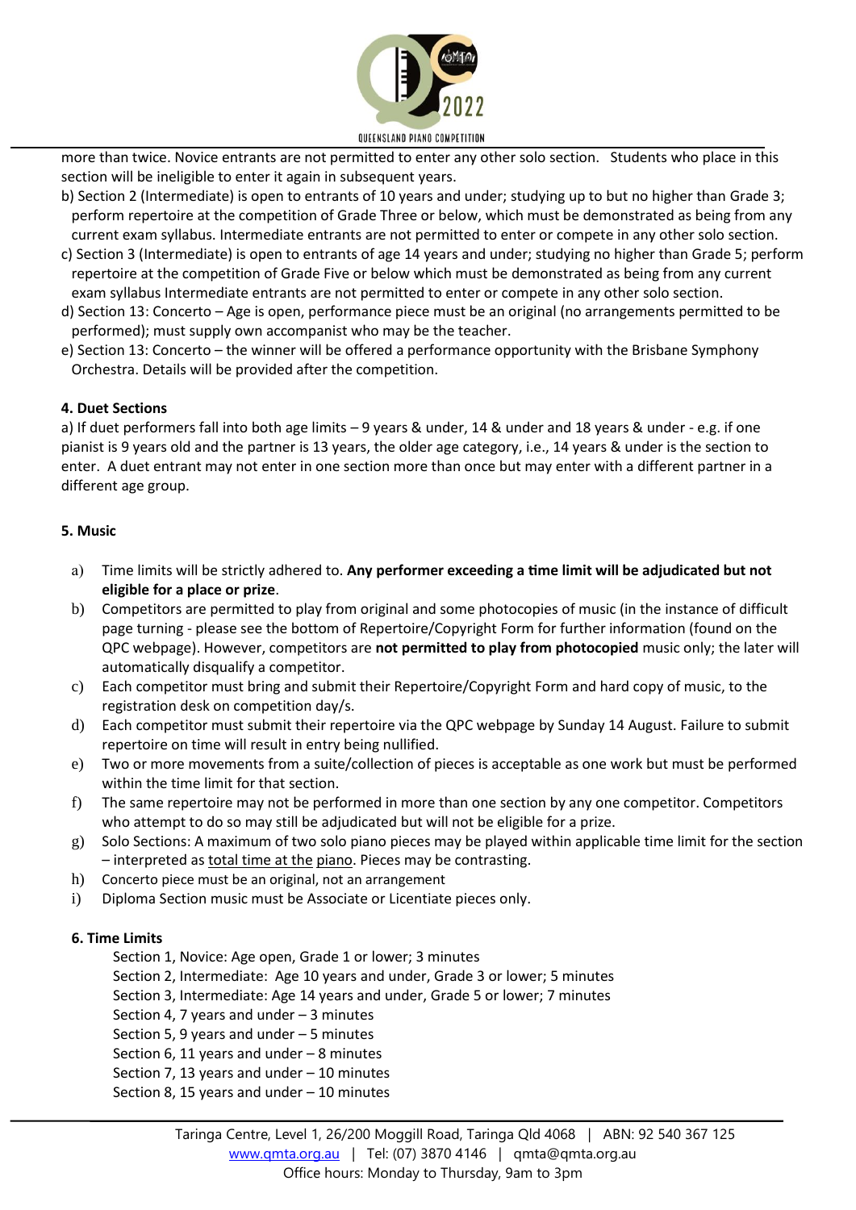more than twice. Novice entrants are not permitted to enter any other solo section. Students who place in this section will be ineligible to enter it again in subsequent years.

b) Section 2 (Intermediate) is open to entrants of 10 years and under; studying up to but no higher than Grade 3; perform repertoire at the competition of Grade Three or below, which must be demonstrated as being from any current exam syllabus. Intermediate entrants are not permitted to enter or compete in any other solo section.

c) Section 3 (Intermediate) is open to entrants of age 14 years and under; studying no higher than Grade 5; perform repertoire at the competition of Grade Five or below which must be demonstrated as being from any current exam syllabus Intermediate entrants are not permitted to enter or compete in any other solo section.

d) Section 13: Concerto – Age is open, performance piece must be an original (no arrangements permitted to be performed); must supply own accompanist who may be the teacher.

e) Section 13: Concerto – the winner will be offered a performance opportunity with the Brisbane Symphony Orchestra. Details will be provided after the competition.

**4. Duet Sections**

a) If duet performers fall into both age limits – 9 years & under, 14 & under and 18 years & under - e.g. if one pianist is 9 years old and the partner is 13 years, the older age category, i.e., 14 years & under is the section to enter. A duet entrant may not enter in one section more than once but may enter with a different partner in a different age group.

**5. Music**

a) Time limits will be strictly adhered to. **Any performer exceeding a time limit will be adjudicated but not eligible for a place or prize**.

b) Competitors are permitted to play from original and some photocopies of music (in the instance of difficult page turning - please see the bottom of Repertoire/Copyright Form for further information (found on the QPC webpage). However, competitors are **not permitted to play from photocopied** music only; the later will automatically disqualify a competitor.

c) Each competitor must bring and submit their Repertoire/Copyright Form and hard copy of music, to the registration desk on competition day/s.

d) Each competitor must submit their repertoire via the QPC webpage by Sunday 14 August. Failure to submit repertoire on time will result in entry being nullified.

e) Two or more movements from a suite/collection of pieces is acceptable as one work but must be performed within the time limit for that section.

f) The same repertoire may not be performed in more than one section by any one competitor. Competitors who attempt to do so may still be adjudicated but will not be eligible for a prize.

g) Solo Sections: A maximum of two solo piano pieces may be played within applicable time limit for the section – interpreted as total time at the piano. Pieces may be contrasting.

h) Concerto piece must be an original, not an arrangement

i) Diploma Section music must be Associate or Licentiate pieces only.

**6. Time Limits**

Section 1, Novice: Age open, Grade 1 or lower; 3 minutes
Section 2, Intermediate: Age 10 years and under, Grade 3 or lower; 5 minutes
Section 3, Intermediate: Age 14 years and under, Grade 5 or lower; 7 minutes
Section 4, 7 years and under – 3 minutes
Section 5, 9 years and under – 5 minutes
Section 6, 11 years and under – 8 minutes
Section 7, 13 years and under – 10 minutes
Section 8, 15 years and under – 10 minutes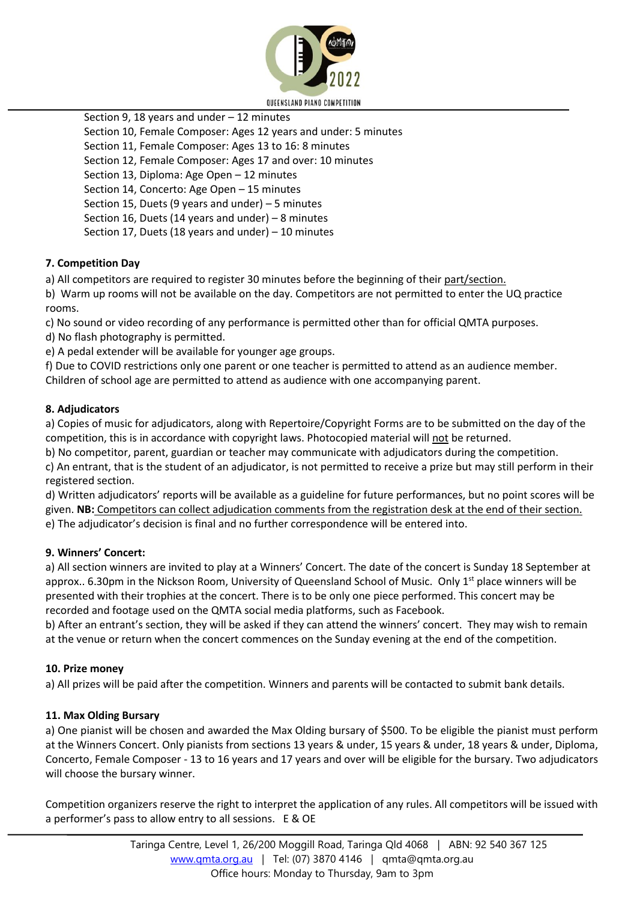Section 9, 18 years and under – 12 minutes
Section 10, Female Composer: Ages 12 years and under: 5 minutes
Section 11, Female Composer: Ages 13 to 16: 8 minutes
Section 12, Female Composer: Ages 17 and over: 10 minutes
Section 13, Diploma: Age Open – 12 minutes
Section 14, Concerto: Age Open – 15 minutes
Section 15, Duets (9 years and under) – 5 minutes
Section 16, Duets (14 years and under) – 8 minutes
Section 17, Duets (18 years and under) – 10 minutes

**7. Competition Day**

a) All competitors are required to register 30 minutes before the beginning of their part/section.
b) Warm up rooms will not be available on the day. Competitors are not permitted to enter the UQ practice rooms.
c) No sound or video recording of any performance is permitted other than for official QMTA purposes.
d) No flash photography is permitted.
e) A pedal extender will be available for younger age groups.
f) Due to COVID restrictions only one parent or one teacher is permitted to attend as an audience member. Children of school age are permitted to attend as audience with one accompanying parent.

**8. Adjudicators**

a) Copies of music for adjudicators, along with Repertoire/Copyright Forms are to be submitted on the day of the competition, this is in accordance with copyright laws. Photocopied material will not be returned.
b) No competitor, parent, guardian or teacher may communicate with adjudicators during the competition.
c) An entrant, that is the student of an adjudicator, is not permitted to receive a prize but may still perform in their registered section.
d) Written adjudicators' reports will be available as a guideline for future performances, but no point scores will be given. **NB:** Competitors can collect adjudication comments from the registration desk at the end of their section.
e) The adjudicator's decision is final and no further correspondence will be entered into.

**9. Winners' Concert:**

a) All section winners are invited to play at a Winners' Concert. The date of the concert is Sunday 18 September at approx.. 6.30pm in the Nickson Room, University of Queensland School of Music. Only 1st place winners will be presented with their trophies at the concert. There is to be only one piece performed. This concert may be recorded and footage used on the QMTA social media platforms, such as Facebook.
b) After an entrant's section, they will be asked if they can attend the winners' concert. They may wish to remain at the venue or return when the concert commences on the Sunday evening at the end of the competition.

**10. Prize money**

a) All prizes will be paid after the competition. Winners and parents will be contacted to submit bank details.

**11. Max Olding Bursary**

a) One pianist will be chosen and awarded the Max Olding bursary of $500. To be eligible the pianist must perform at the Winners Concert. Only pianists from sections 13 years & under, 15 years & under, 18 years & under, Diploma, Concerto, Female Composer - 13 to 16 years and 17 years and over will be eligible for the bursary. Two adjudicators will choose the bursary winner.

Competition organizers reserve the right to interpret the application of any rules. All competitors will be issued with a performer's pass to allow entry to all sessions. E & OE